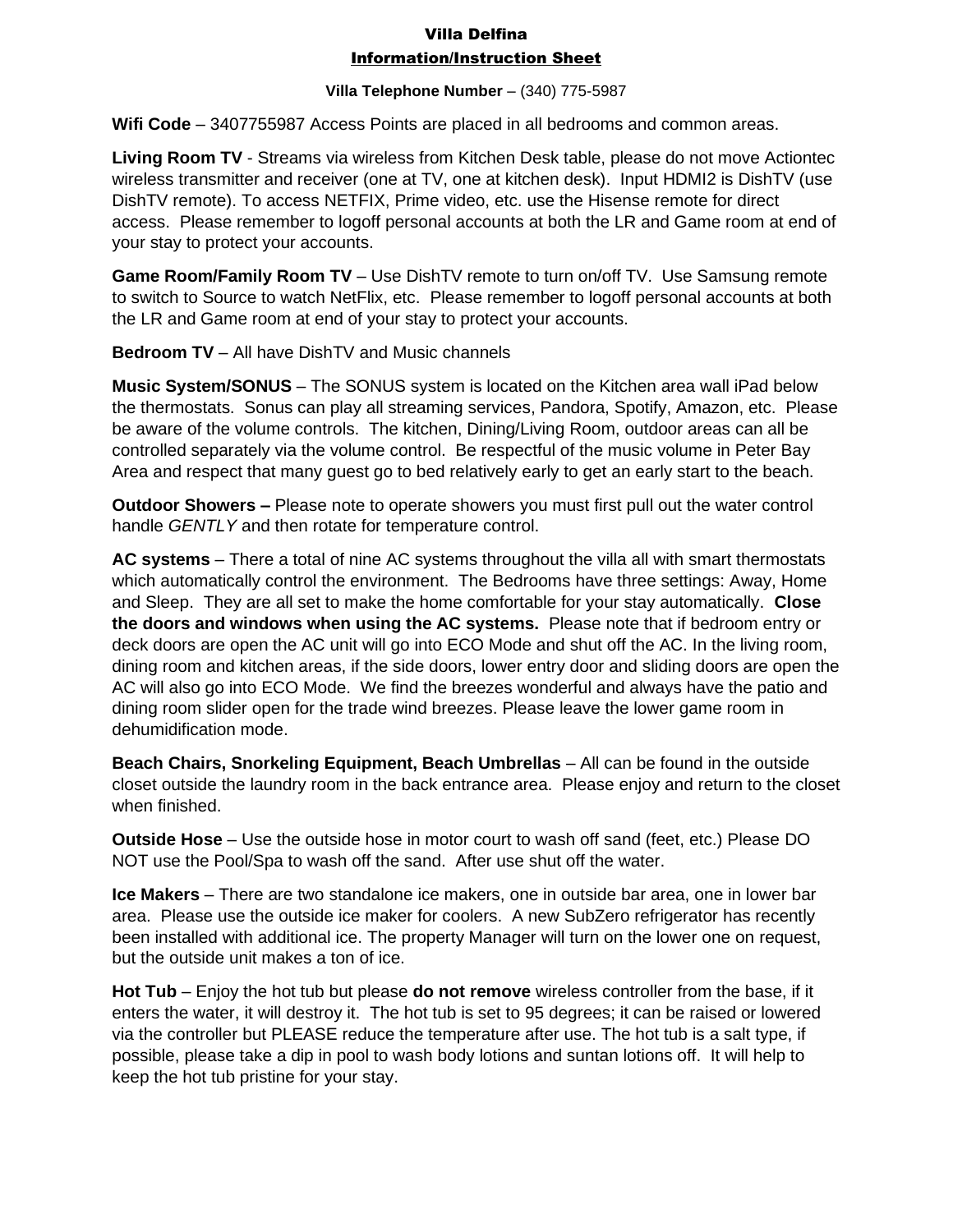# Villa Delfina

## Information/Instruction Sheet

**Villa Telephone Number** – (340) 775-5987

**Wifi Code** – 3407755987 Access Points are placed in all bedrooms and common areas.

**Living Room TV** - Streams via wireless from Kitchen Desk table, please do not move Actiontec wireless transmitter and receiver (one at TV, one at kitchen desk). Input HDMI2 is DishTV (use DishTV remote). To access NETFIX, Prime video, etc. use the Hisense remote for direct access. Please remember to logoff personal accounts at both the LR and Game room at end of your stay to protect your accounts.

**Game Room/Family Room TV** – Use DishTV remote to turn on/off TV. Use Samsung remote to switch to Source to watch NetFlix, etc. Please remember to logoff personal accounts at both the LR and Game room at end of your stay to protect your accounts.

**Bedroom TV** – All have DishTV and Music channels

**Music System/SONUS** – The SONUS system is located on the Kitchen area wall iPad below the thermostats. Sonus can play all streaming services, Pandora, Spotify, Amazon, etc. Please be aware of the volume controls. The kitchen, Dining/Living Room, outdoor areas can all be controlled separately via the volume control. Be respectful of the music volume in Peter Bay Area and respect that many guest go to bed relatively early to get an early start to the beach.

**Outdoor Showers –** Please note to operate showers you must first pull out the water control handle *GENTLY* and then rotate for temperature control.

**AC systems** – There a total of nine AC systems throughout the villa all with smart thermostats which automatically control the environment. The Bedrooms have three settings: Away, Home and Sleep. They are all set to make the home comfortable for your stay automatically. **Close the doors and windows when using the AC systems.** Please note that if bedroom entry or deck doors are open the AC unit will go into ECO Mode and shut off the AC. In the living room, dining room and kitchen areas, if the side doors, lower entry door and sliding doors are open the AC will also go into ECO Mode. We find the breezes wonderful and always have the patio and dining room slider open for the trade wind breezes. Please leave the lower game room in dehumidification mode.

**Beach Chairs, Snorkeling Equipment, Beach Umbrellas** – All can be found in the outside closet outside the laundry room in the back entrance area. Please enjoy and return to the closet when finished.

**Outside Hose** – Use the outside hose in motor court to wash off sand (feet, etc.) Please DO NOT use the Pool/Spa to wash off the sand. After use shut off the water.

**Ice Makers** – There are two standalone ice makers, one in outside bar area, one in lower bar area. Please use the outside ice maker for coolers. A new SubZero refrigerator has recently been installed with additional ice. The property Manager will turn on the lower one on request, but the outside unit makes a ton of ice.

**Hot Tub** – Enjoy the hot tub but please **do not remove** wireless controller from the base, if it enters the water, it will destroy it. The hot tub is set to 95 degrees; it can be raised or lowered via the controller but PLEASE reduce the temperature after use. The hot tub is a salt type, if possible, please take a dip in pool to wash body lotions and suntan lotions off. It will help to keep the hot tub pristine for your stay.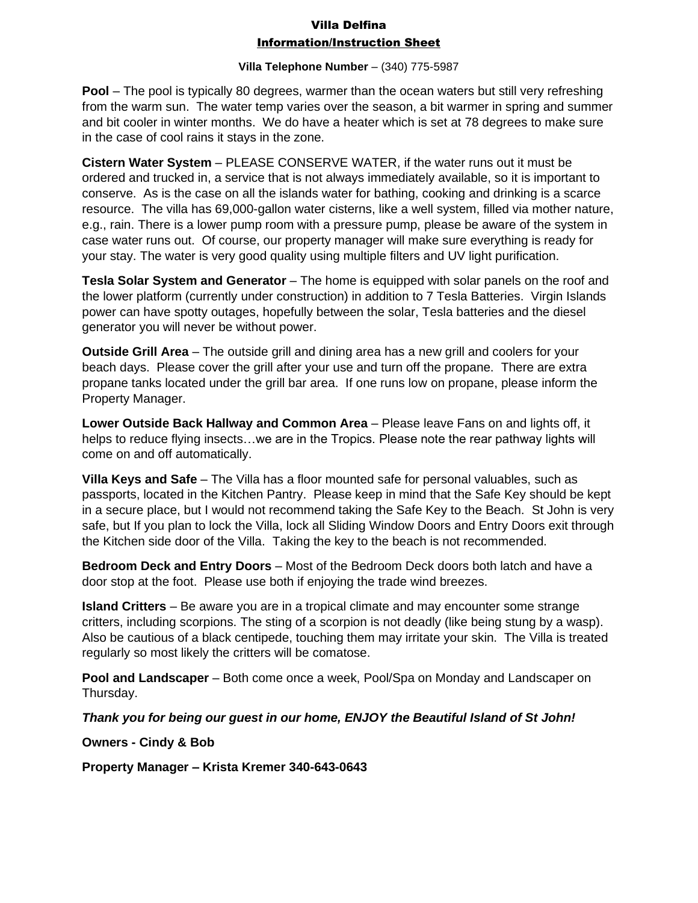# Villa Delfina

## Information/Instruction Sheet

**Villa Telephone Number** – (340) 775-5987

**Pool** – The pool is typically 80 degrees, warmer than the ocean waters but still very refreshing from the warm sun. The water temp varies over the season, a bit warmer in spring and summer and bit cooler in winter months. We do have a heater which is set at 78 degrees to make sure in the case of cool rains it stays in the zone.

**Cistern Water System** – PLEASE CONSERVE WATER, if the water runs out it must be ordered and trucked in, a service that is not always immediately available, so it is important to conserve. As is the case on all the islands water for bathing, cooking and drinking is a scarce resource. The villa has 69,000-gallon water cisterns, like a well system, filled via mother nature, e.g., rain. There is a lower pump room with a pressure pump, please be aware of the system in case water runs out. Of course, our property manager will make sure everything is ready for your stay. The water is very good quality using multiple filters and UV light purification.

**Tesla Solar System and Generator** – The home is equipped with solar panels on the roof and the lower platform (currently under construction) in addition to 7 Tesla Batteries. Virgin Islands power can have spotty outages, hopefully between the solar, Tesla batteries and the diesel generator you will never be without power.

**Outside Grill Area** – The outside grill and dining area has a new grill and coolers for your beach days. Please cover the grill after your use and turn off the propane. There are extra propane tanks located under the grill bar area. If one runs low on propane, please inform the Property Manager.

**Lower Outside Back Hallway and Common Area** – Please leave Fans on and lights off, it helps to reduce flying insects…we are in the Tropics. Please note the rear pathway lights will come on and off automatically.

**Villa Keys and Safe** – The Villa has a floor mounted safe for personal valuables, such as passports, located in the Kitchen Pantry. Please keep in mind that the Safe Key should be kept in a secure place, but I would not recommend taking the Safe Key to the Beach. St John is very safe, but If you plan to lock the Villa, lock all Sliding Window Doors and Entry Doors exit through the Kitchen side door of the Villa. Taking the key to the beach is not recommended.

**Bedroom Deck and Entry Doors** – Most of the Bedroom Deck doors both latch and have a door stop at the foot. Please use both if enjoying the trade wind breezes.

**Island Critters** – Be aware you are in a tropical climate and may encounter some strange critters, including scorpions. The sting of a scorpion is not deadly (like being stung by a wasp). Also be cautious of a black centipede, touching them may irritate your skin. The Villa is treated regularly so most likely the critters will be comatose.

**Pool and Landscaper** – Both come once a week, Pool/Spa on Monday and Landscaper on Thursday.

***Thank you for being our guest in our home, ENJOY the Beautiful Island of St John!***

**Owners - Cindy & Bob**

**Property Manager – Krista Kremer 340-643-0643**